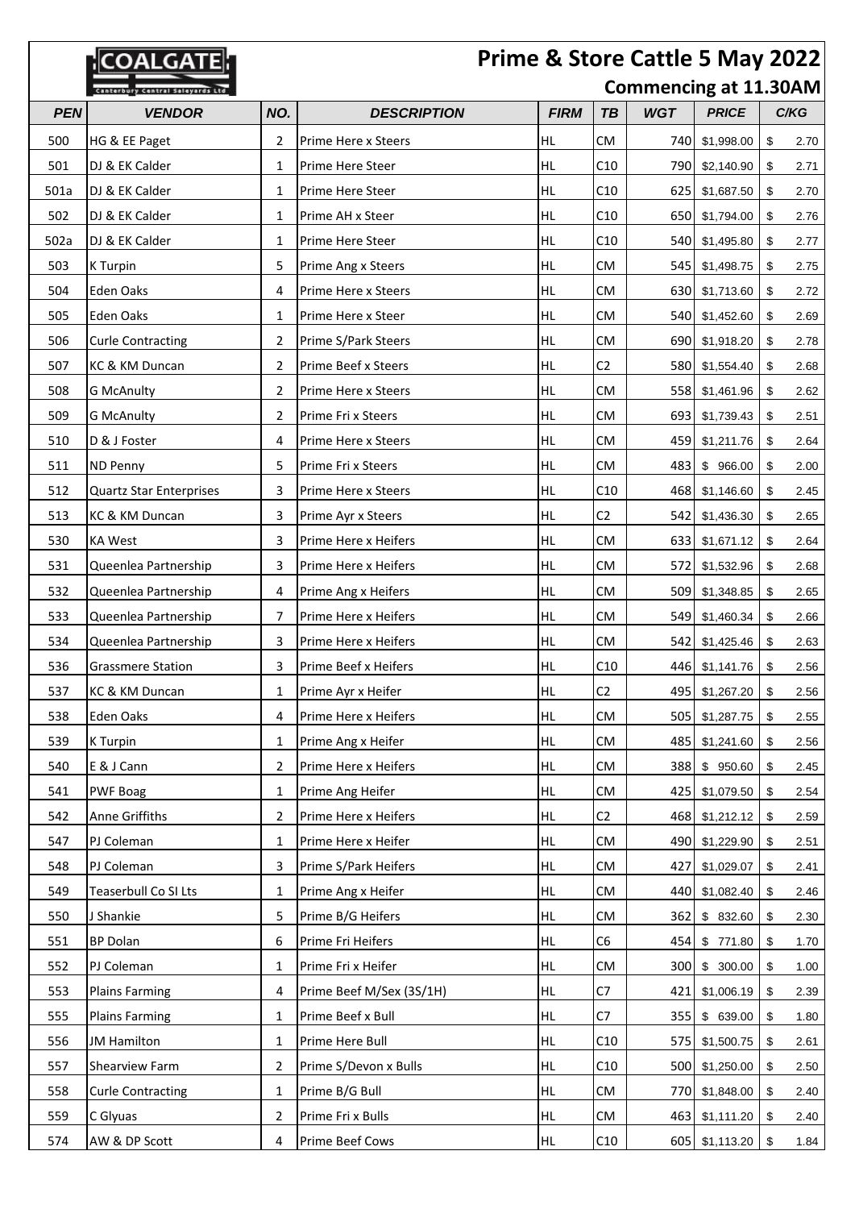COALGATE Canterbury Central Saleyards Ltd

# Prime & Store Cattle 5 May 2022

## Commencing at 11.30AM

| PEN | VENDOR | NO. | DESCRIPTION | FIRM | TB | WGT | PRICE | C/KG |
|---|---|---|---|---|---|---|---|---|
| 500 | HG & EE Paget | 2 | Prime Here x Steers | HL | CM | 740 | $1,998.00 | $ 2.70 |
| 501 | DJ & EK Calder | 1 | Prime Here Steer | HL | C10 | 790 | $2,140.90 | $ 2.71 |
| 501a | DJ & EK Calder | 1 | Prime Here Steer | HL | C10 | 625 | $1,687.50 | $ 2.70 |
| 502 | DJ & EK Calder | 1 | Prime AH x Steer | HL | C10 | 650 | $1,794.00 | $ 2.76 |
| 502a | DJ & EK Calder | 1 | Prime Here Steer | HL | C10 | 540 | $1,495.80 | $ 2.77 |
| 503 | K Turpin | 5 | Prime Ang x Steers | HL | CM | 545 | $1,498.75 | $ 2.75 |
| 504 | Eden Oaks | 4 | Prime Here x Steers | HL | CM | 630 | $1,713.60 | $ 2.72 |
| 505 | Eden Oaks | 1 | Prime Here x Steer | HL | CM | 540 | $1,452.60 | $ 2.69 |
| 506 | Curle Contracting | 2 | Prime S/Park Steers | HL | CM | 690 | $1,918.20 | $ 2.78 |
| 507 | KC & KM Duncan | 2 | Prime Beef x Steers | HL | C2 | 580 | $1,554.40 | $ 2.68 |
| 508 | G McAnulty | 2 | Prime Here x Steers | HL | CM | 558 | $1,461.96 | $ 2.62 |
| 509 | G McAnulty | 2 | Prime Fri x Steers | HL | CM | 693 | $1,739.43 | $ 2.51 |
| 510 | D & J Foster | 4 | Prime Here x Steers | HL | CM | 459 | $1,211.76 | $ 2.64 |
| 511 | ND Penny | 5 | Prime Fri x Steers | HL | CM | 483 | $ 966.00 | $ 2.00 |
| 512 | Quartz Star Enterprises | 3 | Prime Here x Steers | HL | C10 | 468 | $1,146.60 | $ 2.45 |
| 513 | KC & KM Duncan | 3 | Prime Ayr x Steers | HL | C2 | 542 | $1,436.30 | $ 2.65 |
| 530 | KA West | 3 | Prime Here x Heifers | HL | CM | 633 | $1,671.12 | $ 2.64 |
| 531 | Queenlea Partnership | 3 | Prime Here x Heifers | HL | CM | 572 | $1,532.96 | $ 2.68 |
| 532 | Queenlea Partnership | 4 | Prime Ang x Heifers | HL | CM | 509 | $1,348.85 | $ 2.65 |
| 533 | Queenlea Partnership | 7 | Prime Here x Heifers | HL | CM | 549 | $1,460.34 | $ 2.66 |
| 534 | Queenlea Partnership | 3 | Prime Here x Heifers | HL | CM | 542 | $1,425.46 | $ 2.63 |
| 536 | Grassmere Station | 3 | Prime Beef x Heifers | HL | C10 | 446 | $1,141.76 | $ 2.56 |
| 537 | KC & KM Duncan | 1 | Prime Ayr x Heifer | HL | C2 | 495 | $1,267.20 | $ 2.56 |
| 538 | Eden Oaks | 4 | Prime Here x Heifers | HL | CM | 505 | $1,287.75 | $ 2.55 |
| 539 | K Turpin | 1 | Prime Ang x Heifer | HL | CM | 485 | $1,241.60 | $ 2.56 |
| 540 | E & J Cann | 2 | Prime Here x Heifers | HL | CM | 388 | $ 950.60 | $ 2.45 |
| 541 | PWF Boag | 1 | Prime Ang Heifer | HL | CM | 425 | $1,079.50 | $ 2.54 |
| 542 | Anne Griffiths | 2 | Prime Here x Heifers | HL | C2 | 468 | $1,212.12 | $ 2.59 |
| 547 | PJ Coleman | 1 | Prime Here x Heifer | HL | CM | 490 | $1,229.90 | $ 2.51 |
| 548 | PJ Coleman | 3 | Prime S/Park Heifers | HL | CM | 427 | $1,029.07 | $ 2.41 |
| 549 | Teaserbull Co SI Lts | 1 | Prime Ang x Heifer | HL | CM | 440 | $1,082.40 | $ 2.46 |
| 550 | J Shankie | 5 | Prime B/G Heifers | HL | CM | 362 | $ 832.60 | $ 2.30 |
| 551 | BP Dolan | 6 | Prime Fri Heifers | HL | C6 | 454 | $ 771.80 | $ 1.70 |
| 552 | PJ Coleman | 1 | Prime Fri x Heifer | HL | CM | 300 | $ 300.00 | $ 1.00 |
| 553 | Plains Farming | 4 | Prime Beef M/Sex (3S/1H) | HL | C7 | 421 | $1,006.19 | $ 2.39 |
| 555 | Plains Farming | 1 | Prime Beef x Bull | HL | C7 | 355 | $ 639.00 | $ 1.80 |
| 556 | JM Hamilton | 1 | Prime Here Bull | HL | C10 | 575 | $1,500.75 | $ 2.61 |
| 557 | Shearview Farm | 2 | Prime S/Devon x Bulls | HL | C10 | 500 | $1,250.00 | $ 2.50 |
| 558 | Curle Contracting | 1 | Prime B/G Bull | HL | CM | 770 | $1,848.00 | $ 2.40 |
| 559 | C Glyuas | 2 | Prime Fri x Bulls | HL | CM | 463 | $1,111.20 | $ 2.40 |
| 574 | AW & DP Scott | 4 | Prime Beef Cows | HL | C10 | 605 | $1,113.20 | $ 1.84 |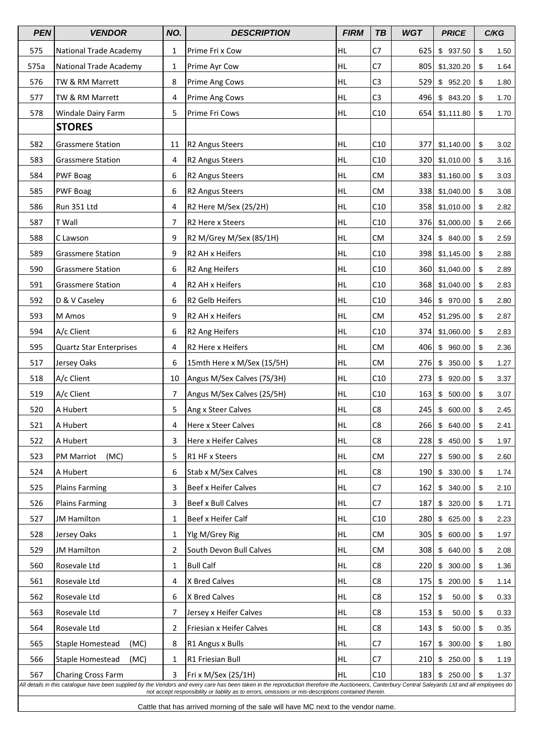| PEN | VENDOR | NO. | DESCRIPTION | FIRM | TB | WGT | PRICE | C/KG |
|---|---|---|---|---|---|---|---|---|
| 575 | National Trade Academy | 1 | Prime Fri x Cow | HL | C7 | 625 | $ 937.50 | $ 1.50 |
| 575a | National Trade Academy | 1 | Prime Ayr Cow | HL | C7 | 805 | $1,320.20 | $ 1.64 |
| 576 | TW & RM Marrett | 8 | Prime Ang Cows | HL | C3 | 529 | $ 952.20 | $ 1.80 |
| 577 | TW & RM Marrett | 4 | Prime Ang Cows | HL | C3 | 496 | $ 843.20 | $ 1.70 |
| 578 | Windale Dairy Farm | 5 | Prime Fri Cows | HL | C10 | 654 | $1,111.80 | $ 1.70 |
| | **STORES** | | | | | | | |
| 582 | Grassmere Station | 11 | R2 Angus Steers | HL | C10 | 377 | $1,140.00 | $ 3.02 |
| 583 | Grassmere Station | 4 | R2 Angus Steers | HL | C10 | 320 | $1,010.00 | $ 3.16 |
| 584 | PWF Boag | 6 | R2 Angus Steers | HL | CM | 383 | $1,160.00 | $ 3.03 |
| 585 | PWF Boag | 6 | R2 Angus Steers | HL | CM | 338 | $1,040.00 | $ 3.08 |
| 586 | Run 351 Ltd | 4 | R2 Here M/Sex (2S/2H) | HL | C10 | 358 | $1,010.00 | $ 2.82 |
| 587 | T Wall | 7 | R2 Here x Steers | HL | C10 | 376 | $1,000.00 | $ 2.66 |
| 588 | C Lawson | 9 | R2 M/Grey M/Sex (8S/1H) | HL | CM | 324 | $ 840.00 | $ 2.59 |
| 589 | Grassmere Station | 9 | R2 AH x Heifers | HL | C10 | 398 | $1,145.00 | $ 2.88 |
| 590 | Grassmere Station | 6 | R2 Ang Heifers | HL | C10 | 360 | $1,040.00 | $ 2.89 |
| 591 | Grassmere Station | 4 | R2 AH x Heifers | HL | C10 | 368 | $1,040.00 | $ 2.83 |
| 592 | D & V Caseley | 6 | R2 Gelb Heifers | HL | C10 | 346 | $ 970.00 | $ 2.80 |
| 593 | M Amos | 9 | R2 AH x Heifers | HL | CM | 452 | $1,295.00 | $ 2.87 |
| 594 | A/c Client | 6 | R2 Ang Heifers | HL | C10 | 374 | $1,060.00 | $ 2.83 |
| 595 | Quartz Star Enterprises | 4 | R2 Here x Heifers | HL | CM | 406 | $ 960.00 | $ 2.36 |
| 517 | Jersey Oaks | 6 | 15mth Here x M/Sex (1S/5H) | HL | CM | 276 | $ 350.00 | $ 1.27 |
| 518 | A/c Client | 10 | Angus M/Sex Calves (7S/3H) | HL | C10 | 273 | $ 920.00 | $ 3.37 |
| 519 | A/c Client | 7 | Angus M/Sex Calves (2S/5H) | HL | C10 | 163 | $ 500.00 | $ 3.07 |
| 520 | A Hubert | 5 | Ang x Steer Calves | HL | C8 | 245 | $ 600.00 | $ 2.45 |
| 521 | A Hubert | 4 | Here x Steer Calves | HL | C8 | 266 | $ 640.00 | $ 2.41 |
| 522 | A Hubert | 3 | Here x Heifer Calves | HL | C8 | 228 | $ 450.00 | $ 1.97 |
| 523 | PM Marriot (MC) | 5 | R1 HF x Steers | HL | CM | 227 | $ 590.00 | $ 2.60 |
| 524 | A Hubert | 6 | Stab x M/Sex Calves | HL | C8 | 190 | $ 330.00 | $ 1.74 |
| 525 | Plains Farming | 3 | Beef x Heifer Calves | HL | C7 | 162 | $ 340.00 | $ 2.10 |
| 526 | Plains Farming | 3 | Beef x Bull Calves | HL | C7 | 187 | $ 320.00 | $ 1.71 |
| 527 | JM Hamilton | 1 | Beef x Heifer Calf | HL | C10 | 280 | $ 625.00 | $ 2.23 |
| 528 | Jersey Oaks | 1 | Ylg M/Grey Rig | HL | CM | 305 | $ 600.00 | $ 1.97 |
| 529 | JM Hamilton | 2 | South Devon Bull Calves | HL | CM | 308 | $ 640.00 | $ 2.08 |
| 560 | Rosevale Ltd | 1 | Bull Calf | HL | C8 | 220 | $ 300.00 | $ 1.36 |
| 561 | Rosevale Ltd | 4 | X Bred Calves | HL | C8 | 175 | $ 200.00 | $ 1.14 |
| 562 | Rosevale Ltd | 6 | X Bred Calves | HL | C8 | 152 | $ 50.00 | $ 0.33 |
| 563 | Rosevale Ltd | 7 | Jersey x Heifer Calves | HL | C8 | 153 | $ 50.00 | $ 0.33 |
| 564 | Rosevale Ltd | 2 | Friesian x Heifer Calves | HL | C8 | 143 | $ 50.00 | $ 0.35 |
| 565 | Staple Homestead (MC) | 8 | R1 Angus x Bulls | HL | C7 | 167 | $ 300.00 | $ 1.80 |
| 566 | Staple Homestead (MC) | 1 | R1 Friesian Bull | HL | C7 | 210 | $ 250.00 | $ 1.19 |
| 567 | Charing Cross Farm | 3 | Fri x M/Sex (2S/1H) | HL | C10 | 183 | $ 250.00 | $ 1.37 |

*All details in this catalogue have been supplied by the Vendors and every care has been taken in the reproduction therefore the Auctioneers, Canterbury Central Saleyards Ltd and all employees do not accept responsibility or liablity as to errors, omissions or mis-descriptions contained therein.*

Cattle that has arrived morning of the sale will have MC next to the vendor name.